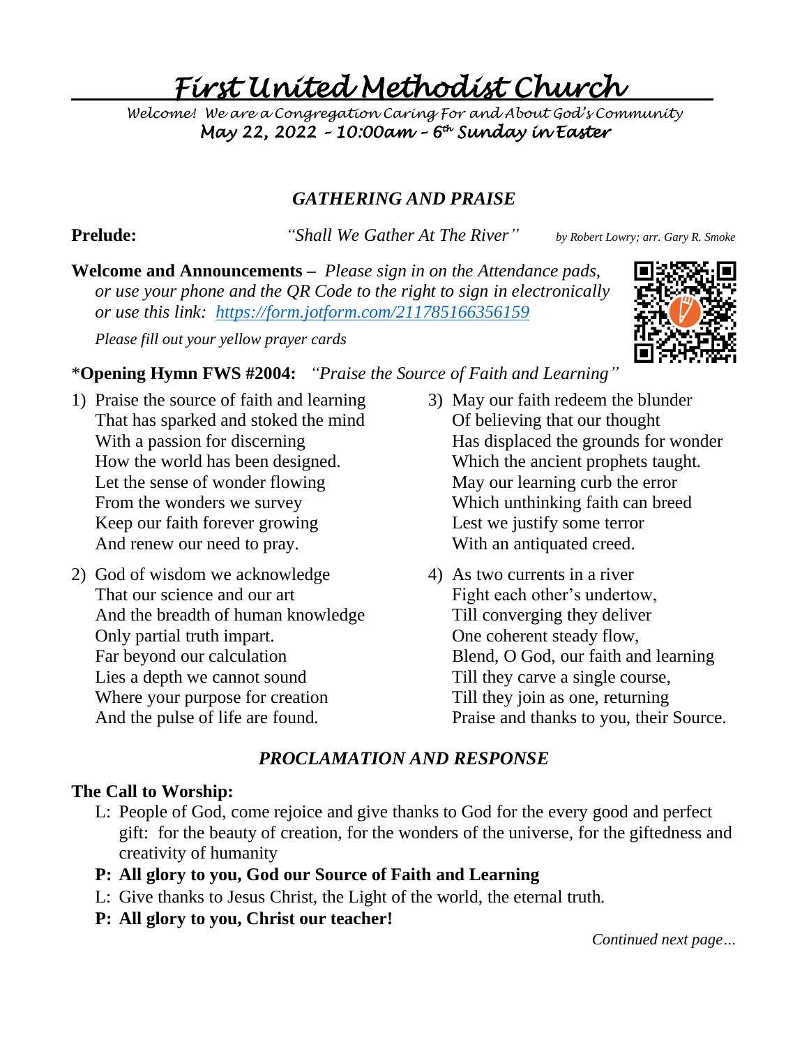# First United Methodist Church

*Welcome! We are a Congregation Caring For and About God's Community*

*May 22, 2022 – 10:00am – 6th Sunday in Easter*

## *GATHERING AND PRAISE*

**Prelude:** *"Shall We Gather At The River"* *by Robert Lowry; arr. Gary R. Smoke*

**Welcome and Announcements** – *Please sign in on the Attendance pads, or use your phone and the QR Code to the right to sign in electronically or use this link: https://form.jotform.com/211785166356159*

*Please fill out your yellow prayer cards*

\***Opening Hymn FWS #2004:** *"Praise the Source of Faith and Learning"*

1) Praise the source of faith and learning
   That has sparked and stoked the mind
   With a passion for discerning
   How the world has been designed.
   Let the sense of wonder flowing
   From the wonders we survey
   Keep our faith forever growing
   And renew our need to pray.

2) God of wisdom we acknowledge
   That our science and our art
   And the breadth of human knowledge
   Only partial truth impart.
   Far beyond our calculation
   Lies a depth we cannot sound
   Where your purpose for creation
   And the pulse of life are found.

3) May our faith redeem the blunder
   Of believing that our thought
   Has displaced the grounds for wonder
   Which the ancient prophets taught.
   May our learning curb the error
   Which unthinking faith can breed
   Lest we justify some terror
   With an antiquated creed.

4) As two currents in a river
   Fight each other's undertow,
   Till converging they deliver
   One coherent steady flow,
   Blend, O God, our faith and learning
   Till they carve a single course,
   Till they join as one, returning
   Praise and thanks to you, their Source.

## *PROCLAMATION AND RESPONSE*

**The Call to Worship:**

L: People of God, come rejoice and give thanks to God for the every good and perfect gift: for the beauty of creation, for the wonders of the universe, for the giftedness and creativity of humanity

**P: All glory to you, God our Source of Faith and Learning**

L: Give thanks to Jesus Christ, the Light of the world, the eternal truth.

**P: All glory to you, Christ our teacher!**

*Continued next page…*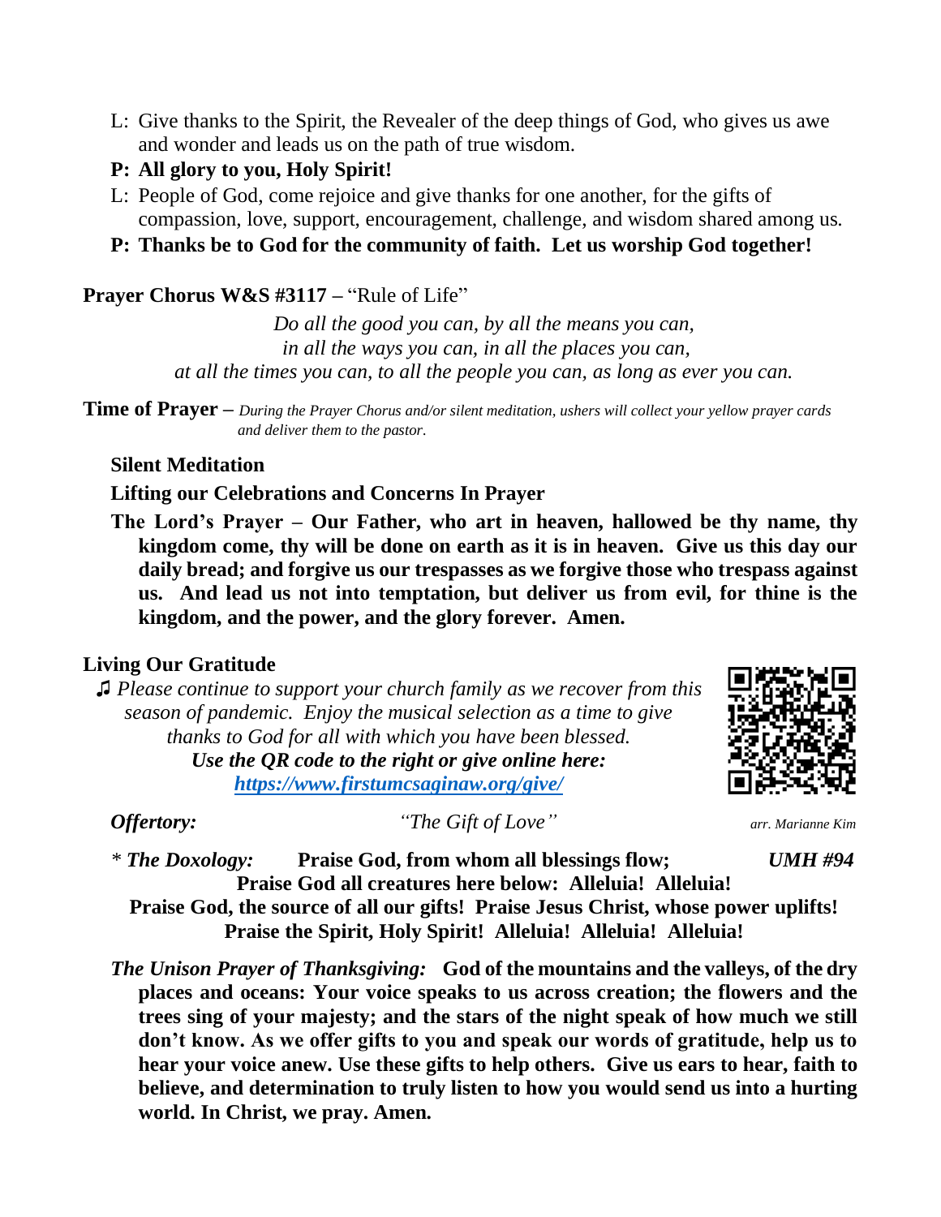L: Give thanks to the Spirit, the Revealer of the deep things of God, who gives us awe and wonder and leads us on the path of true wisdom.

**P: All glory to you, Holy Spirit!**

L: People of God, come rejoice and give thanks for one another, for the gifts of compassion, love, support, encouragement, challenge, and wisdom shared among us.

**P: Thanks be to God for the community of faith. Let us worship God together!**

**Prayer Chorus W&S #3117 –** "Rule of Life"

*Do all the good you can, by all the means you can,*
*in all the ways you can, in all the places you can,*
*at all the times you can, to all the people you can, as long as ever you can.*

**Time of Prayer –** *During the Prayer Chorus and/or silent meditation, ushers will collect your yellow prayer cards and deliver them to the pastor.*

**Silent Meditation**

**Lifting our Celebrations and Concerns In Prayer**

**The Lord's Prayer – Our Father, who art in heaven, hallowed be thy name, thy kingdom come, thy will be done on earth as it is in heaven. Give us this day our daily bread; and forgive us our trespasses as we forgive those who trespass against us. And lead us not into temptation, but deliver us from evil, for thine is the kingdom, and the power, and the glory forever. Amen.**

**Living Our Gratitude**

♫ *Please continue to support your church family as we recover from this season of pandemic. Enjoy the musical selection as a time to give thanks to God for all with which you have been blessed.*
***Use the QR code to the right or give online here:***
***https://www.firstumcsaginaw.org/give/***

***Offertory:*** *"The Gift of Love"* *arr. Marianne Kim*

\* ***The Doxology:*** **Praise God, from whom all blessings flow;** ***UMH #94***
**Praise God all creatures here below: Alleluia! Alleluia!**
**Praise God, the source of all our gifts! Praise Jesus Christ, whose power uplifts!**
**Praise the Spirit, Holy Spirit! Alleluia! Alleluia! Alleluia!**

***The Unison Prayer of Thanksgiving:*** **God of the mountains and the valleys, of the dry places and oceans: Your voice speaks to us across creation; the flowers and the trees sing of your majesty; and the stars of the night speak of how much we still don't know. As we offer gifts to you and speak our words of gratitude, help us to hear your voice anew. Use these gifts to help others. Give us ears to hear, faith to believe, and determination to truly listen to how you would send us into a hurting world. In Christ, we pray. Amen.**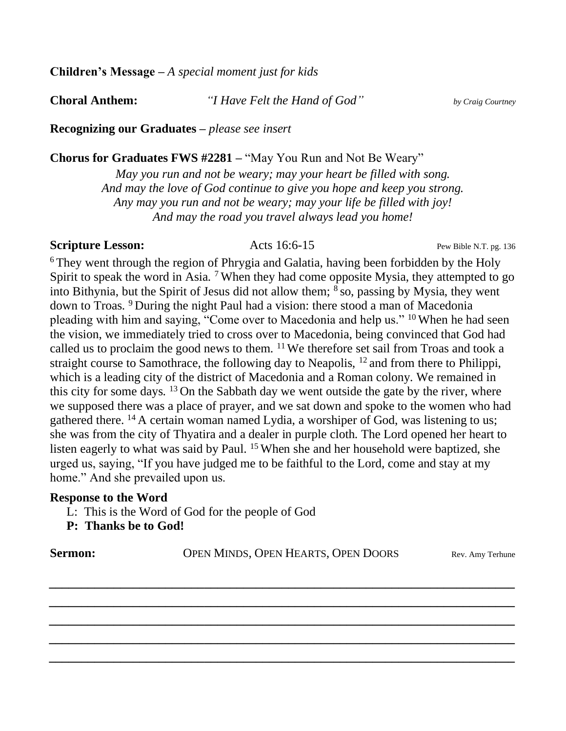**Children's Message –** *A special moment just for kids*

**Choral Anthem:** *"I Have Felt the Hand of God"* *by Craig Courtney*

**Recognizing our Graduates –** *please see insert*

**Chorus for Graduates FWS #2281 –** "May You Run and Not Be Weary"

*May you run and not be weary; may your heart be filled with song.*
*And may the love of God continue to give you hope and keep you strong.*
*Any may you run and not be weary; may your life be filled with joy!*
*And may the road you travel always lead you home!*

**Scripture Lesson:** Acts 16:6-15 Pew Bible N.T. pg. 136

[6] They went through the region of Phrygia and Galatia, having been forbidden by the Holy Spirit to speak the word in Asia. [7] When they had come opposite Mysia, they attempted to go into Bithynia, but the Spirit of Jesus did not allow them; [8] so, passing by Mysia, they went down to Troas. [9] During the night Paul had a vision: there stood a man of Macedonia pleading with him and saying, "Come over to Macedonia and help us." [10] When he had seen the vision, we immediately tried to cross over to Macedonia, being convinced that God had called us to proclaim the good news to them. [11] We therefore set sail from Troas and took a straight course to Samothrace, the following day to Neapolis, [12] and from there to Philippi, which is a leading city of the district of Macedonia and a Roman colony. We remained in this city for some days. [13] On the Sabbath day we went outside the gate by the river, where we supposed there was a place of prayer, and we sat down and spoke to the women who had gathered there. [14] A certain woman named Lydia, a worshiper of God, was listening to us; she was from the city of Thyatira and a dealer in purple cloth. The Lord opened her heart to listen eagerly to what was said by Paul. [15] When she and her household were baptized, she urged us, saying, "If you have judged me to be faithful to the Lord, come and stay at my home." And she prevailed upon us.

**Response to the Word**

L: This is the Word of God for the people of God
**P: Thanks be to God!**

**Sermon:** OPEN MINDS, OPEN HEARTS, OPEN DOORS Rev. Amy Terhune

___

___

___

___

___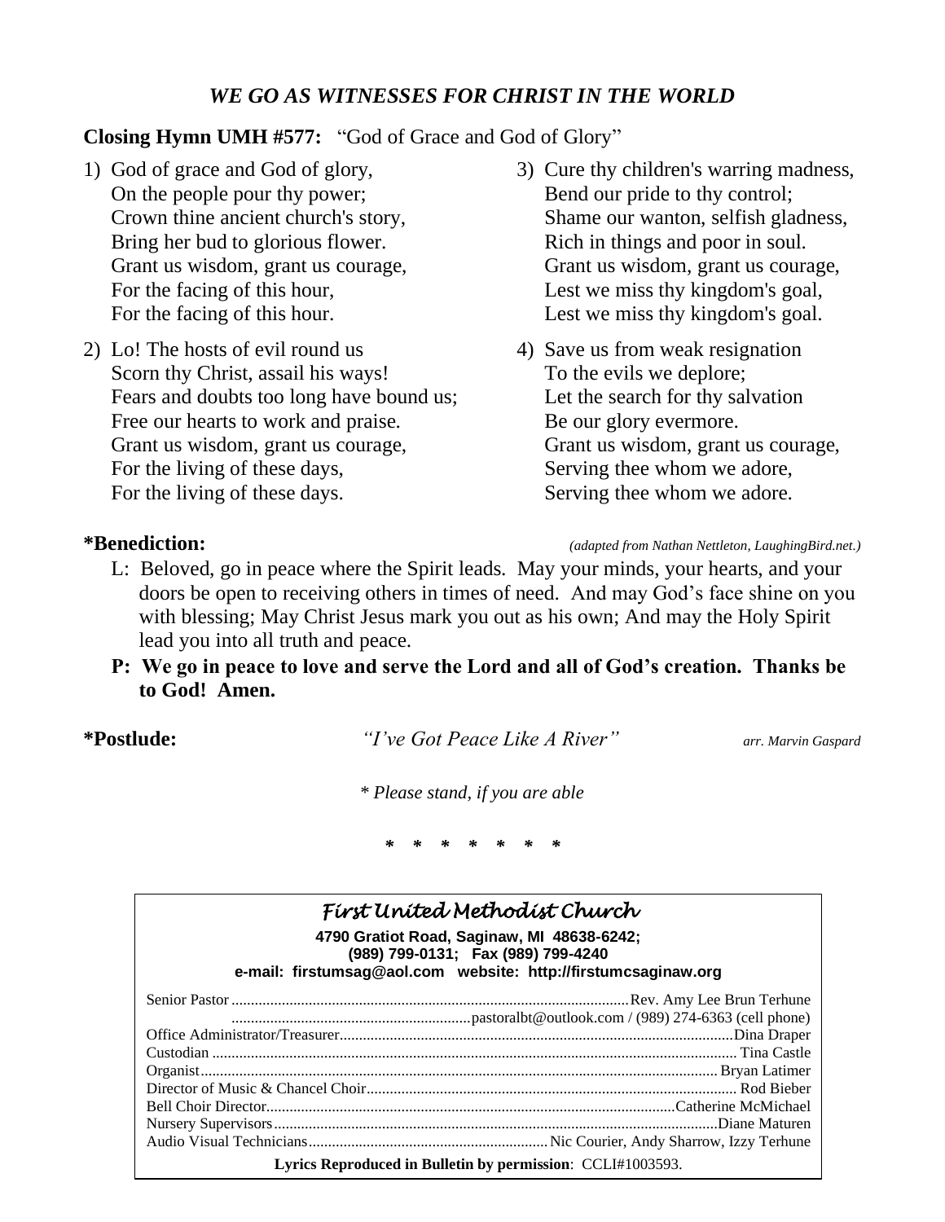## *WE GO AS WITNESSES FOR CHRIST IN THE WORLD*

**Closing Hymn UMH #577:** "God of Grace and God of Glory"

1) God of grace and God of glory,
   On the people pour thy power;
   Crown thine ancient church's story,
   Bring her bud to glorious flower.
   Grant us wisdom, grant us courage,
   For the facing of this hour,
   For the facing of this hour.

2) Lo! The hosts of evil round us
   Scorn thy Christ, assail his ways!
   Fears and doubts too long have bound us;
   Free our hearts to work and praise.
   Grant us wisdom, grant us courage,
   For the living of these days,
   For the living of these days.

3) Cure thy children's warring madness,
   Bend our pride to thy control;
   Shame our wanton, selfish gladness,
   Rich in things and poor in soul.
   Grant us wisdom, grant us courage,
   Lest we miss thy kingdom's goal,
   Lest we miss thy kingdom's goal.

4) Save us from weak resignation
   To the evils we deplore;
   Let the search for thy salvation
   Be our glory evermore.
   Grant us wisdom, grant us courage,
   Serving thee whom we adore,
   Serving thee whom we adore.

**\*Benediction:** *(adapted from Nathan Nettleton, LaughingBird.net.)*

L: Beloved, go in peace where the Spirit leads. May your minds, your hearts, and your doors be open to receiving others in times of need. And may God's face shine on you with blessing; May Christ Jesus mark you out as his own; And may the Holy Spirit lead you into all truth and peace.

**P: We go in peace to love and serve the Lord and all of God's creation. Thanks be to God! Amen.**

**\*Postlude:** *"I've Got Peace Like A River"* *arr. Marvin Gaspard*

*\* Please stand, if you are able*

\* \* \* \* \* \* \*

### *First United Methodist Church*

**4790 Gratiot Road, Saginaw, MI 48638-6242;**
**(989) 799-0131; Fax (989) 799-4240**
**e-mail: firstumsag@aol.com website: http://firstumcsaginaw.org**

Senior Pastor ........ Rev. Amy Lee Brun Terhune
........ pastoralbt@outlook.com / (989) 274-6363 (cell phone)
Office Administrator/Treasurer ........ Dina Draper
Custodian ........ Tina Castle
Organist ........ Bryan Latimer
Director of Music & Chancel Choir ........ Rod Bieber
Bell Choir Director ........ Catherine McMichael
Nursery Supervisors ........ Diane Maturen
Audio Visual Technicians ........ Nic Courier, Andy Sharrow, Izzy Terhune

**Lyrics Reproduced in Bulletin by permission**: CCLI#1003593.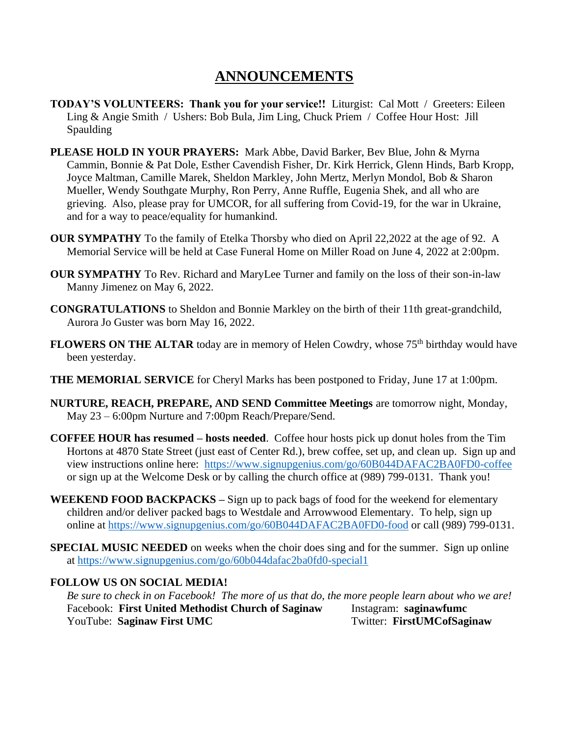# ANNOUNCEMENTS

**TODAY'S VOLUNTEERS: Thank you for your service!!** Liturgist: Cal Mott / Greeters: Eileen Ling & Angie Smith / Ushers: Bob Bula, Jim Ling, Chuck Priem / Coffee Hour Host: Jill Spaulding

**PLEASE HOLD IN YOUR PRAYERS:** Mark Abbe, David Barker, Bev Blue, John & Myrna Cammin, Bonnie & Pat Dole, Esther Cavendish Fisher, Dr. Kirk Herrick, Glenn Hinds, Barb Kropp, Joyce Maltman, Camille Marek, Sheldon Markley, John Mertz, Merlyn Mondol, Bob & Sharon Mueller, Wendy Southgate Murphy, Ron Perry, Anne Ruffle, Eugenia Shek, and all who are grieving. Also, please pray for UMCOR, for all suffering from Covid-19, for the war in Ukraine, and for a way to peace/equality for humankind.

**OUR SYMPATHY** To the family of Etelka Thorsby who died on April 22,2022 at the age of 92. A Memorial Service will be held at Case Funeral Home on Miller Road on June 4, 2022 at 2:00pm.

**OUR SYMPATHY** To Rev. Richard and MaryLee Turner and family on the loss of their son-in-law Manny Jimenez on May 6, 2022.

**CONGRATULATIONS** to Sheldon and Bonnie Markley on the birth of their 11th great-grandchild, Aurora Jo Guster was born May 16, 2022.

**FLOWERS ON THE ALTAR** today are in memory of Helen Cowdry, whose 75th birthday would have been yesterday.

**THE MEMORIAL SERVICE** for Cheryl Marks has been postponed to Friday, June 17 at 1:00pm.

**NURTURE, REACH, PREPARE, AND SEND Committee Meetings** are tomorrow night, Monday, May 23 – 6:00pm Nurture and 7:00pm Reach/Prepare/Send.

**COFFEE HOUR has resumed – hosts needed**. Coffee hour hosts pick up donut holes from the Tim Hortons at 4870 State Street (just east of Center Rd.), brew coffee, set up, and clean up. Sign up and view instructions online here: https://www.signupgenius.com/go/60B044DAFAC2BA0FD0-coffee or sign up at the Welcome Desk or by calling the church office at (989) 799-0131. Thank you!

**WEEKEND FOOD BACKPACKS –** Sign up to pack bags of food for the weekend for elementary children and/or deliver packed bags to Westdale and Arrowwood Elementary. To help, sign up online at https://www.signupgenius.com/go/60B044DAFAC2BA0FD0-food or call (989) 799-0131.

**SPECIAL MUSIC NEEDED** on weeks when the choir does sing and for the summer. Sign up online at https://www.signupgenius.com/go/60b044dafac2ba0fd0-special1

**FOLLOW US ON SOCIAL MEDIA!**

*Be sure to check in on Facebook! The more of us that do, the more people learn about who we are!*

Facebook: **First United Methodist Church of Saginaw**
Instagram: **saginawfumc**
YouTube: **Saginaw First UMC**
Twitter: **FirstUMCofSaginaw**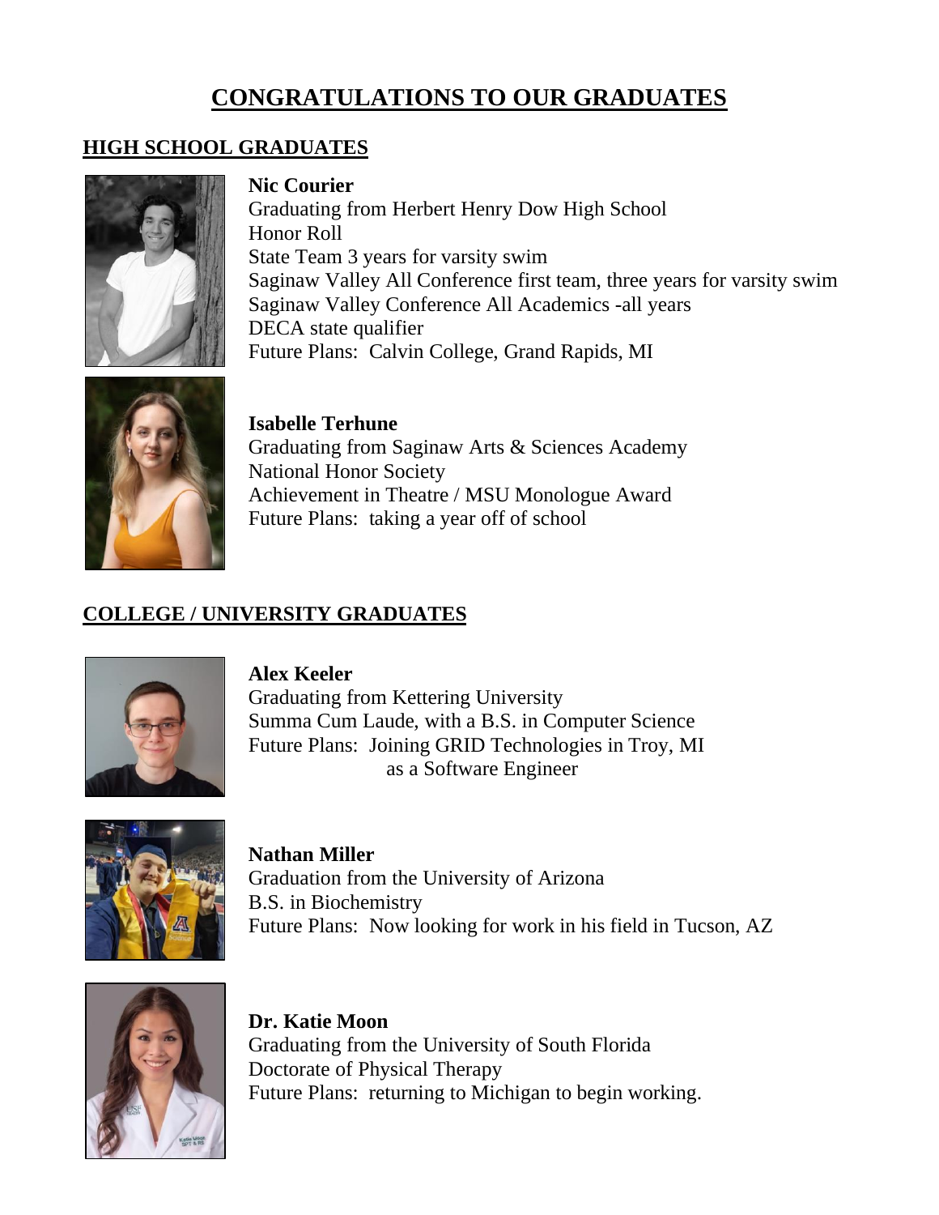# CONGRATULATIONS TO OUR GRADUATES

## HIGH SCHOOL GRADUATES

**Nic Courier**
Graduating from Herbert Henry Dow High School
Honor Roll
State Team 3 years for varsity swim
Saginaw Valley All Conference first team, three years for varsity swim
Saginaw Valley Conference All Academics -all years
DECA state qualifier
Future Plans: Calvin College, Grand Rapids, MI

**Isabelle Terhune**
Graduating from Saginaw Arts & Sciences Academy
National Honor Society
Achievement in Theatre / MSU Monologue Award
Future Plans: taking a year off of school

## COLLEGE / UNIVERSITY GRADUATES

**Alex Keeler**
Graduating from Kettering University
Summa Cum Laude, with a B.S. in Computer Science
Future Plans: Joining GRID Technologies in Troy, MI as a Software Engineer

**Nathan Miller**
Graduation from the University of Arizona
B.S. in Biochemistry
Future Plans: Now looking for work in his field in Tucson, AZ

**Dr. Katie Moon**
Graduating from the University of South Florida
Doctorate of Physical Therapy
Future Plans: returning to Michigan to begin working.